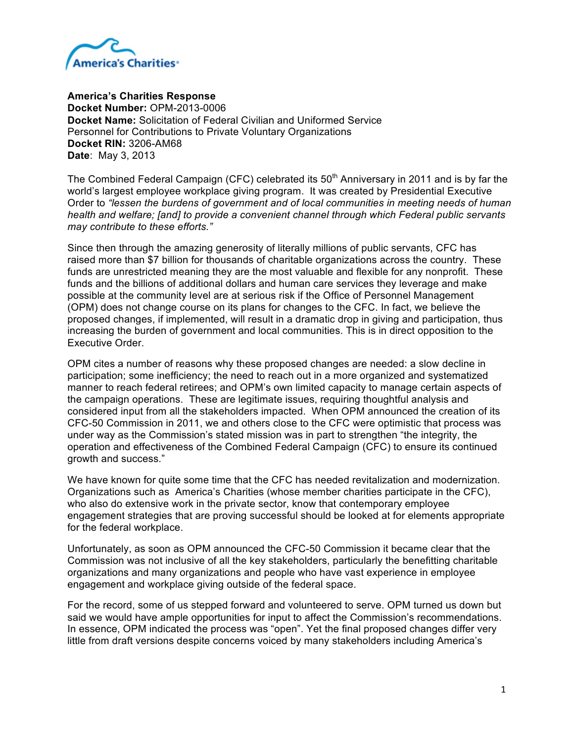**America's Charities Response**
**Docket Number:** OPM-2013-0006
**Docket Name:** Solicitation of Federal Civilian and Uniformed Service Personnel for Contributions to Private Voluntary Organizations
**Docket RIN:** 3206-AM68
**Date**: May 3, 2013

The Combined Federal Campaign (CFC) celebrated its 50th Anniversary in 2011 and is by far the world's largest employee workplace giving program. It was created by Presidential Executive Order to *"lessen the burdens of government and of local communities in meeting needs of human health and welfare; [and] to provide a convenient channel through which Federal public servants may contribute to these efforts."*

Since then through the amazing generosity of literally millions of public servants, CFC has raised more than $7 billion for thousands of charitable organizations across the country. These funds are unrestricted meaning they are the most valuable and flexible for any nonprofit. These funds and the billions of additional dollars and human care services they leverage and make possible at the community level are at serious risk if the Office of Personnel Management (OPM) does not change course on its plans for changes to the CFC. In fact, we believe the proposed changes, if implemented, will result in a dramatic drop in giving and participation, thus increasing the burden of government and local communities. This is in direct opposition to the Executive Order.

OPM cites a number of reasons why these proposed changes are needed: a slow decline in participation; some inefficiency; the need to reach out in a more organized and systematized manner to reach federal retirees; and OPM's own limited capacity to manage certain aspects of the campaign operations. These are legitimate issues, requiring thoughtful analysis and considered input from all the stakeholders impacted. When OPM announced the creation of its CFC-50 Commission in 2011, we and others close to the CFC were optimistic that process was under way as the Commission's stated mission was in part to strengthen "the integrity, the operation and effectiveness of the Combined Federal Campaign (CFC) to ensure its continued growth and success."

We have known for quite some time that the CFC has needed revitalization and modernization. Organizations such as America's Charities (whose member charities participate in the CFC), who also do extensive work in the private sector, know that contemporary employee engagement strategies that are proving successful should be looked at for elements appropriate for the federal workplace.

Unfortunately, as soon as OPM announced the CFC-50 Commission it became clear that the Commission was not inclusive of all the key stakeholders, particularly the benefitting charitable organizations and many organizations and people who have vast experience in employee engagement and workplace giving outside of the federal space.

For the record, some of us stepped forward and volunteered to serve. OPM turned us down but said we would have ample opportunities for input to affect the Commission's recommendations. In essence, OPM indicated the process was "open". Yet the final proposed changes differ very little from draft versions despite concerns voiced by many stakeholders including America's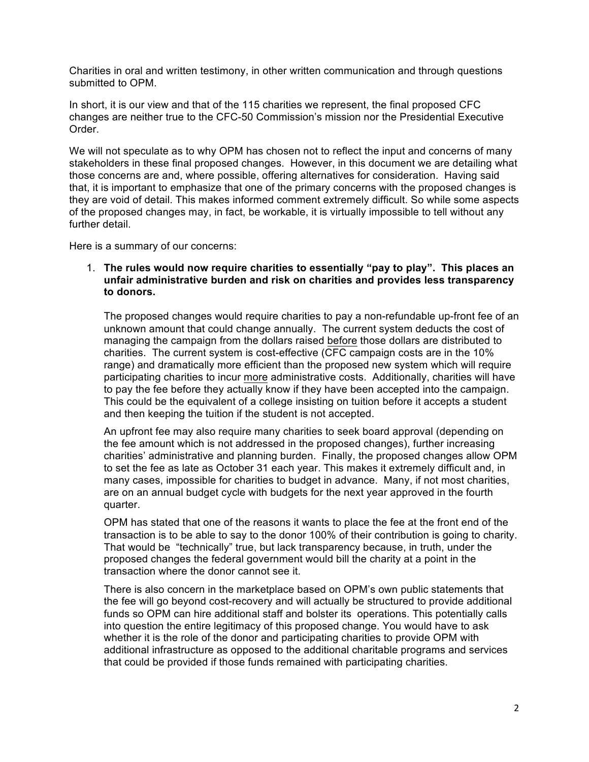Charities in oral and written testimony, in other written communication and through questions submitted to OPM.

In short, it is our view and that of the 115 charities we represent, the final proposed CFC changes are neither true to the CFC-50 Commission's mission nor the Presidential Executive Order.

We will not speculate as to why OPM has chosen not to reflect the input and concerns of many stakeholders in these final proposed changes. However, in this document we are detailing what those concerns are and, where possible, offering alternatives for consideration. Having said that, it is important to emphasize that one of the primary concerns with the proposed changes is they are void of detail. This makes informed comment extremely difficult. So while some aspects of the proposed changes may, in fact, be workable, it is virtually impossible to tell without any further detail.

Here is a summary of our concerns:

1. **The rules would now require charities to essentially "pay to play". This places an unfair administrative burden and risk on charities and provides less transparency to donors.**

   The proposed changes would require charities to pay a non-refundable up-front fee of an unknown amount that could change annually. The current system deducts the cost of managing the campaign from the dollars raised <u>before</u> those dollars are distributed to charities. The current system is cost-effective (CFC campaign costs are in the 10% range) and dramatically more efficient than the proposed new system which will require participating charities to incur <u>more</u> administrative costs. Additionally, charities will have to pay the fee before they actually know if they have been accepted into the campaign. This could be the equivalent of a college insisting on tuition before it accepts a student and then keeping the tuition if the student is not accepted.

   An upfront fee may also require many charities to seek board approval (depending on the fee amount which is not addressed in the proposed changes), further increasing charities' administrative and planning burden. Finally, the proposed changes allow OPM to set the fee as late as October 31 each year. This makes it extremely difficult and, in many cases, impossible for charities to budget in advance. Many, if not most charities, are on an annual budget cycle with budgets for the next year approved in the fourth quarter.

   OPM has stated that one of the reasons it wants to place the fee at the front end of the transaction is to be able to say to the donor 100% of their contribution is going to charity. That would be "technically" true, but lack transparency because, in truth, under the proposed changes the federal government would bill the charity at a point in the transaction where the donor cannot see it.

   There is also concern in the marketplace based on OPM's own public statements that the fee will go beyond cost-recovery and will actually be structured to provide additional funds so OPM can hire additional staff and bolster its operations. This potentially calls into question the entire legitimacy of this proposed change. You would have to ask whether it is the role of the donor and participating charities to provide OPM with additional infrastructure as opposed to the additional charitable programs and services that could be provided if those funds remained with participating charities.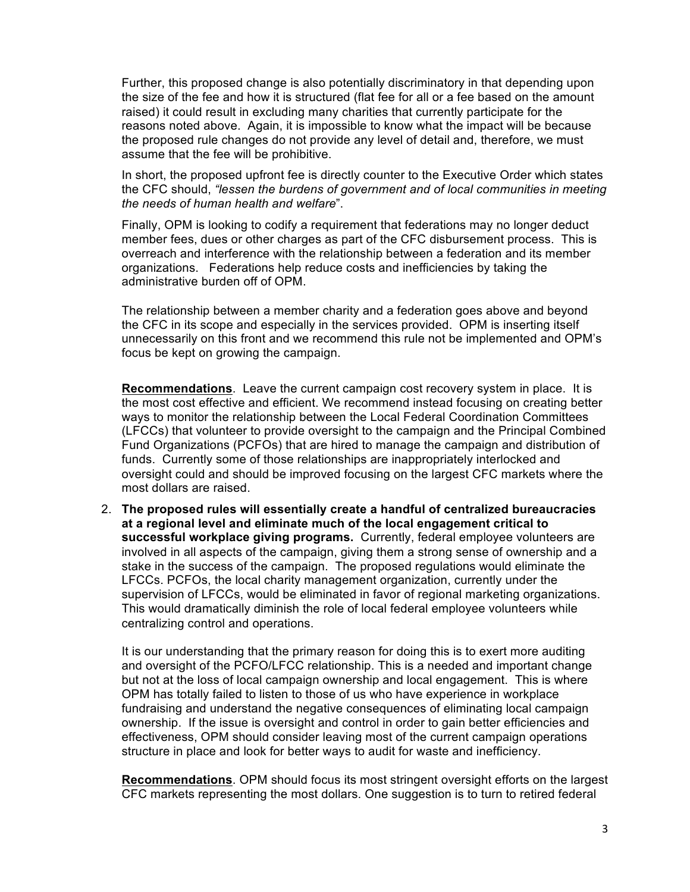Further, this proposed change is also potentially discriminatory in that depending upon the size of the fee and how it is structured (flat fee for all or a fee based on the amount raised) it could result in excluding many charities that currently participate for the reasons noted above. Again, it is impossible to know what the impact will be because the proposed rule changes do not provide any level of detail and, therefore, we must assume that the fee will be prohibitive.

In short, the proposed upfront fee is directly counter to the Executive Order which states the CFC should, *"lessen the burdens of government and of local communities in meeting the needs of human health and welfare*".

Finally, OPM is looking to codify a requirement that federations may no longer deduct member fees, dues or other charges as part of the CFC disbursement process. This is overreach and interference with the relationship between a federation and its member organizations. Federations help reduce costs and inefficiencies by taking the administrative burden off of OPM.

The relationship between a member charity and a federation goes above and beyond the CFC in its scope and especially in the services provided. OPM is inserting itself unnecessarily on this front and we recommend this rule not be implemented and OPM's focus be kept on growing the campaign.

**Recommendations**. Leave the current campaign cost recovery system in place. It is the most cost effective and efficient. We recommend instead focusing on creating better ways to monitor the relationship between the Local Federal Coordination Committees (LFCCs) that volunteer to provide oversight to the campaign and the Principal Combined Fund Organizations (PCFOs) that are hired to manage the campaign and distribution of funds. Currently some of those relationships are inappropriately interlocked and oversight could and should be improved focusing on the largest CFC markets where the most dollars are raised.

2. **The proposed rules will essentially create a handful of centralized bureaucracies at a regional level and eliminate much of the local engagement critical to successful workplace giving programs.** Currently, federal employee volunteers are involved in all aspects of the campaign, giving them a strong sense of ownership and a stake in the success of the campaign. The proposed regulations would eliminate the LFCCs. PCFOs, the local charity management organization, currently under the supervision of LFCCs, would be eliminated in favor of regional marketing organizations. This would dramatically diminish the role of local federal employee volunteers while centralizing control and operations.

   It is our understanding that the primary reason for doing this is to exert more auditing and oversight of the PCFO/LFCC relationship. This is a needed and important change but not at the loss of local campaign ownership and local engagement. This is where OPM has totally failed to listen to those of us who have experience in workplace fundraising and understand the negative consequences of eliminating local campaign ownership. If the issue is oversight and control in order to gain better efficiencies and effectiveness, OPM should consider leaving most of the current campaign operations structure in place and look for better ways to audit for waste and inefficiency.

   **Recommendations**. OPM should focus its most stringent oversight efforts on the largest CFC markets representing the most dollars. One suggestion is to turn to retired federal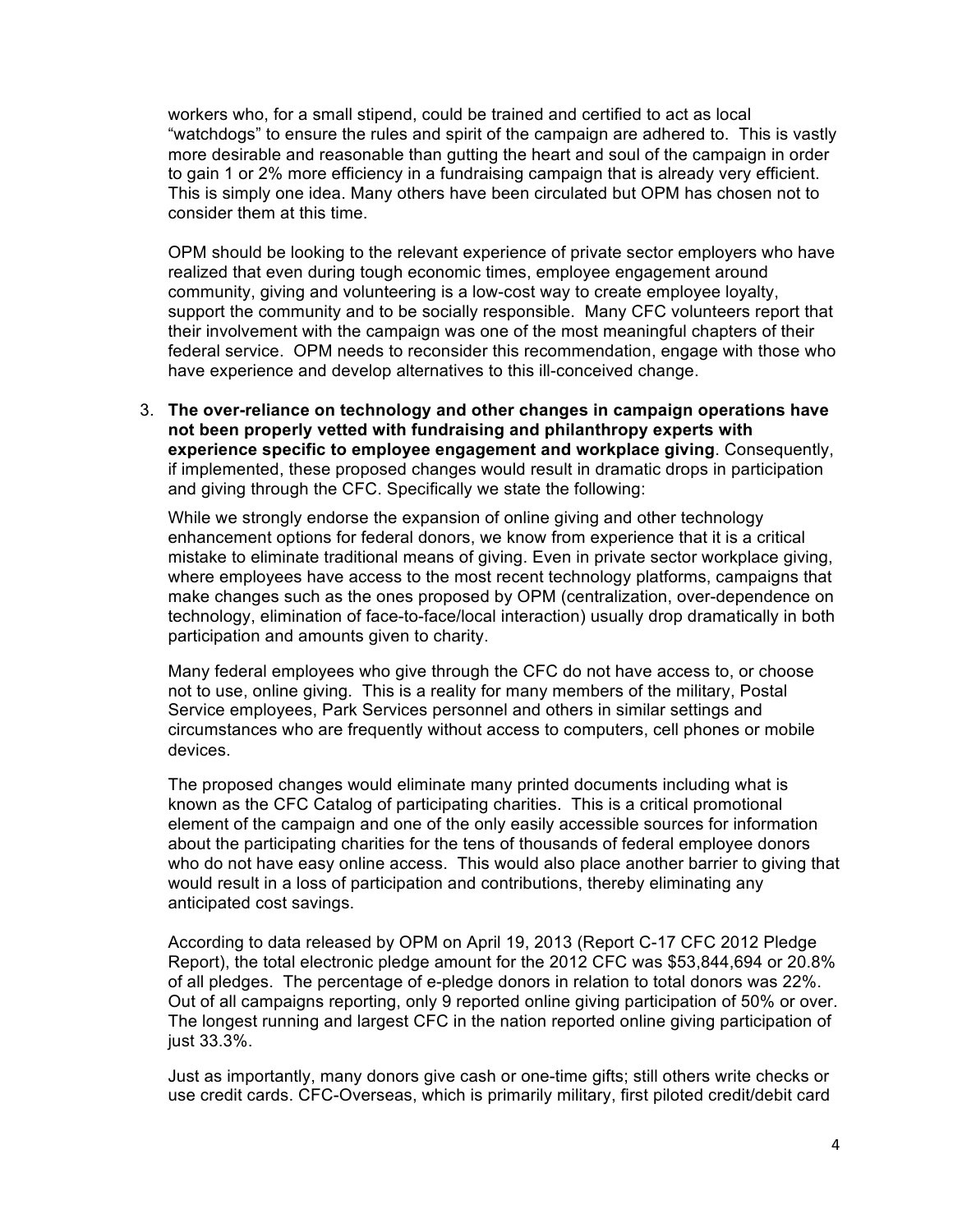workers who, for a small stipend, could be trained and certified to act as local "watchdogs" to ensure the rules and spirit of the campaign are adhered to. This is vastly more desirable and reasonable than gutting the heart and soul of the campaign in order to gain 1 or 2% more efficiency in a fundraising campaign that is already very efficient. This is simply one idea. Many others have been circulated but OPM has chosen not to consider them at this time.

OPM should be looking to the relevant experience of private sector employers who have realized that even during tough economic times, employee engagement around community, giving and volunteering is a low-cost way to create employee loyalty, support the community and to be socially responsible. Many CFC volunteers report that their involvement with the campaign was one of the most meaningful chapters of their federal service. OPM needs to reconsider this recommendation, engage with those who have experience and develop alternatives to this ill-conceived change.

3. **The over-reliance on technology and other changes in campaign operations have not been properly vetted with fundraising and philanthropy experts with experience specific to employee engagement and workplace giving**. Consequently, if implemented, these proposed changes would result in dramatic drops in participation and giving through the CFC. Specifically we state the following:

   While we strongly endorse the expansion of online giving and other technology enhancement options for federal donors, we know from experience that it is a critical mistake to eliminate traditional means of giving. Even in private sector workplace giving, where employees have access to the most recent technology platforms, campaigns that make changes such as the ones proposed by OPM (centralization, over-dependence on technology, elimination of face-to-face/local interaction) usually drop dramatically in both participation and amounts given to charity.

   Many federal employees who give through the CFC do not have access to, or choose not to use, online giving. This is a reality for many members of the military, Postal Service employees, Park Services personnel and others in similar settings and circumstances who are frequently without access to computers, cell phones or mobile devices.

   The proposed changes would eliminate many printed documents including what is known as the CFC Catalog of participating charities. This is a critical promotional element of the campaign and one of the only easily accessible sources for information about the participating charities for the tens of thousands of federal employee donors who do not have easy online access. This would also place another barrier to giving that would result in a loss of participation and contributions, thereby eliminating any anticipated cost savings.

   According to data released by OPM on April 19, 2013 (Report C-17 CFC 2012 Pledge Report), the total electronic pledge amount for the 2012 CFC was $53,844,694 or 20.8% of all pledges. The percentage of e-pledge donors in relation to total donors was 22%. Out of all campaigns reporting, only 9 reported online giving participation of 50% or over. The longest running and largest CFC in the nation reported online giving participation of just 33.3%.

   Just as importantly, many donors give cash or one-time gifts; still others write checks or use credit cards. CFC-Overseas, which is primarily military, first piloted credit/debit card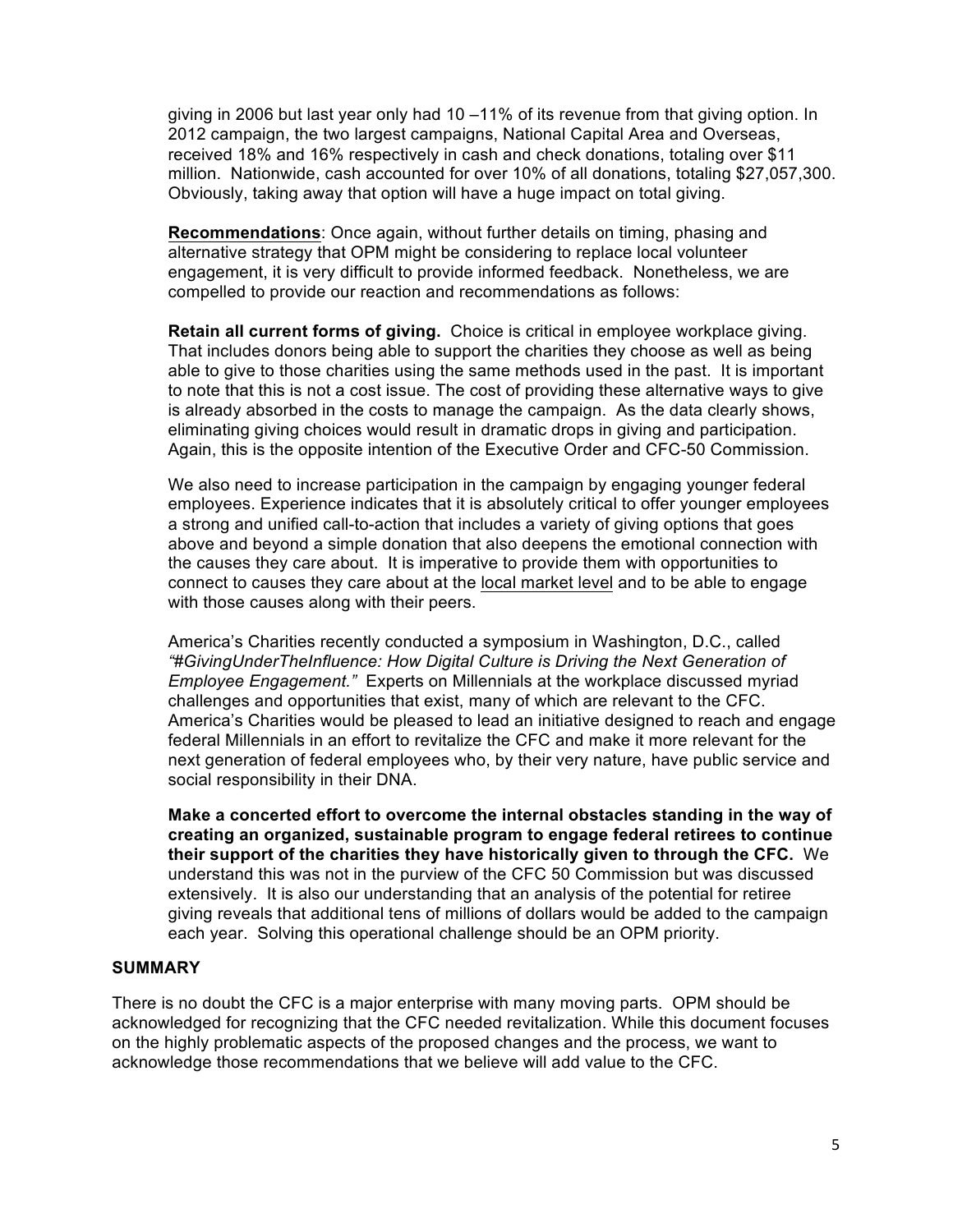giving in 2006 but last year only had 10 –11% of its revenue from that giving option. In 2012 campaign, the two largest campaigns, National Capital Area and Overseas, received 18% and 16% respectively in cash and check donations, totaling over $11 million. Nationwide, cash accounted for over 10% of all donations, totaling $27,057,300. Obviously, taking away that option will have a huge impact on total giving.

**Recommendations**: Once again, without further details on timing, phasing and alternative strategy that OPM might be considering to replace local volunteer engagement, it is very difficult to provide informed feedback. Nonetheless, we are compelled to provide our reaction and recommendations as follows:

**Retain all current forms of giving.** Choice is critical in employee workplace giving. That includes donors being able to support the charities they choose as well as being able to give to those charities using the same methods used in the past. It is important to note that this is not a cost issue. The cost of providing these alternative ways to give is already absorbed in the costs to manage the campaign. As the data clearly shows, eliminating giving choices would result in dramatic drops in giving and participation. Again, this is the opposite intention of the Executive Order and CFC-50 Commission.

We also need to increase participation in the campaign by engaging younger federal employees. Experience indicates that it is absolutely critical to offer younger employees a strong and unified call-to-action that includes a variety of giving options that goes above and beyond a simple donation that also deepens the emotional connection with the causes they care about. It is imperative to provide them with opportunities to connect to causes they care about at the local market level and to be able to engage with those causes along with their peers.

America's Charities recently conducted a symposium in Washington, D.C., called *"#GivingUnderTheInfluence: How Digital Culture is Driving the Next Generation of Employee Engagement."* Experts on Millennials at the workplace discussed myriad challenges and opportunities that exist, many of which are relevant to the CFC. America's Charities would be pleased to lead an initiative designed to reach and engage federal Millennials in an effort to revitalize the CFC and make it more relevant for the next generation of federal employees who, by their very nature, have public service and social responsibility in their DNA.

**Make a concerted effort to overcome the internal obstacles standing in the way of creating an organized, sustainable program to engage federal retirees to continue their support of the charities they have historically given to through the CFC.** We understand this was not in the purview of the CFC 50 Commission but was discussed extensively. It is also our understanding that an analysis of the potential for retiree giving reveals that additional tens of millions of dollars would be added to the campaign each year. Solving this operational challenge should be an OPM priority.

## SUMMARY

There is no doubt the CFC is a major enterprise with many moving parts. OPM should be acknowledged for recognizing that the CFC needed revitalization. While this document focuses on the highly problematic aspects of the proposed changes and the process, we want to acknowledge those recommendations that we believe will add value to the CFC.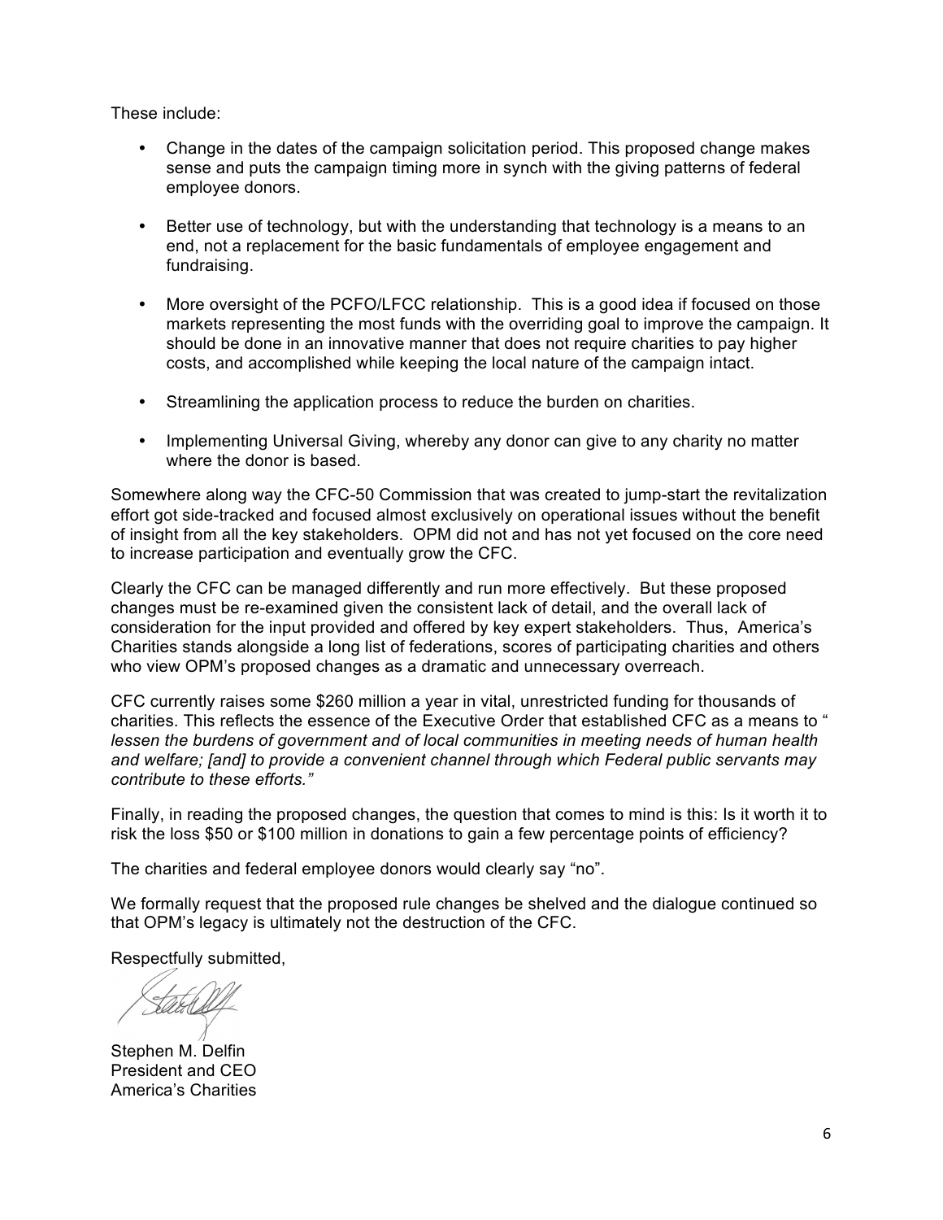These include:

- Change in the dates of the campaign solicitation period. This proposed change makes sense and puts the campaign timing more in synch with the giving patterns of federal employee donors.

- Better use of technology, but with the understanding that technology is a means to an end, not a replacement for the basic fundamentals of employee engagement and fundraising.

- More oversight of the PCFO/LFCC relationship. This is a good idea if focused on those markets representing the most funds with the overriding goal to improve the campaign. It should be done in an innovative manner that does not require charities to pay higher costs, and accomplished while keeping the local nature of the campaign intact.

- Streamlining the application process to reduce the burden on charities.

- Implementing Universal Giving, whereby any donor can give to any charity no matter where the donor is based.

Somewhere along way the CFC-50 Commission that was created to jump-start the revitalization effort got side-tracked and focused almost exclusively on operational issues without the benefit of insight from all the key stakeholders. OPM did not and has not yet focused on the core need to increase participation and eventually grow the CFC.

Clearly the CFC can be managed differently and run more effectively. But these proposed changes must be re-examined given the consistent lack of detail, and the overall lack of consideration for the input provided and offered by key expert stakeholders. Thus, America's Charities stands alongside a long list of federations, scores of participating charities and others who view OPM's proposed changes as a dramatic and unnecessary overreach.

CFC currently raises some $260 million a year in vital, unrestricted funding for thousands of charities. This reflects the essence of the Executive Order that established CFC as a means to "*lessen the burdens of government and of local communities in meeting needs of human health and welfare; [and] to provide a convenient channel through which Federal public servants may contribute to these efforts."*

Finally, in reading the proposed changes, the question that comes to mind is this: Is it worth it to risk the loss $50 or $100 million in donations to gain a few percentage points of efficiency?

The charities and federal employee donors would clearly say "no".

We formally request that the proposed rule changes be shelved and the dialogue continued so that OPM's legacy is ultimately not the destruction of the CFC.

Respectfully submitted,

Stephen M. Delfin
President and CEO
America's Charities